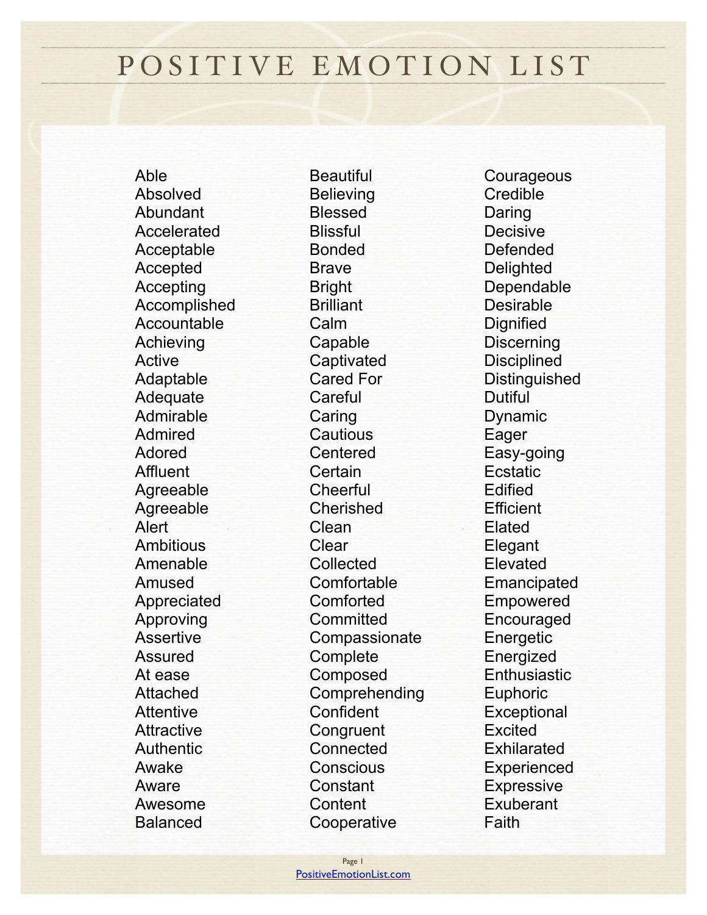# POSITIVE EMOTION LIST

Able
Absolved
Abundant
Accelerated
Acceptable
Accepted
Accepting
Accomplished
Accountable
Achieving
Active
Adaptable
Adequate
Admirable
Admired
Adored
Affluent
Agreeable
Agreeable
Alert
Ambitious
Amenable
Amused
Appreciated
Approving
Assertive
Assured
At ease
Attached
Attentive
Attractive
Authentic
Awake
Aware
Awesome
Balanced
Beautiful
Believing
Blessed
Blissful
Bonded
Brave
Bright
Brilliant
Calm
Capable
Captivated
Cared For
Careful
Caring
Cautious
Centered
Certain
Cheerful
Cherished
Clean
Clear
Collected
Comfortable
Comforted
Committed
Compassionate
Complete
Composed
Comprehending
Confident
Congruent
Connected
Conscious
Constant
Content
Cooperative
Courageous
Credible
Daring
Decisive
Defended
Delighted
Dependable
Desirable
Dignified
Discerning
Disciplined
Distinguished
Dutiful
Dynamic
Eager
Easy-going
Ecstatic
Edified
Efficient
Elated
Elegant
Elevated
Emancipated
Empowered
Encouraged
Energetic
Energized
Enthusiastic
Euphoric
Exceptional
Excited
Exhilarated
Experienced
Expressive
Exuberant
Faith

PositiveEmotionList.com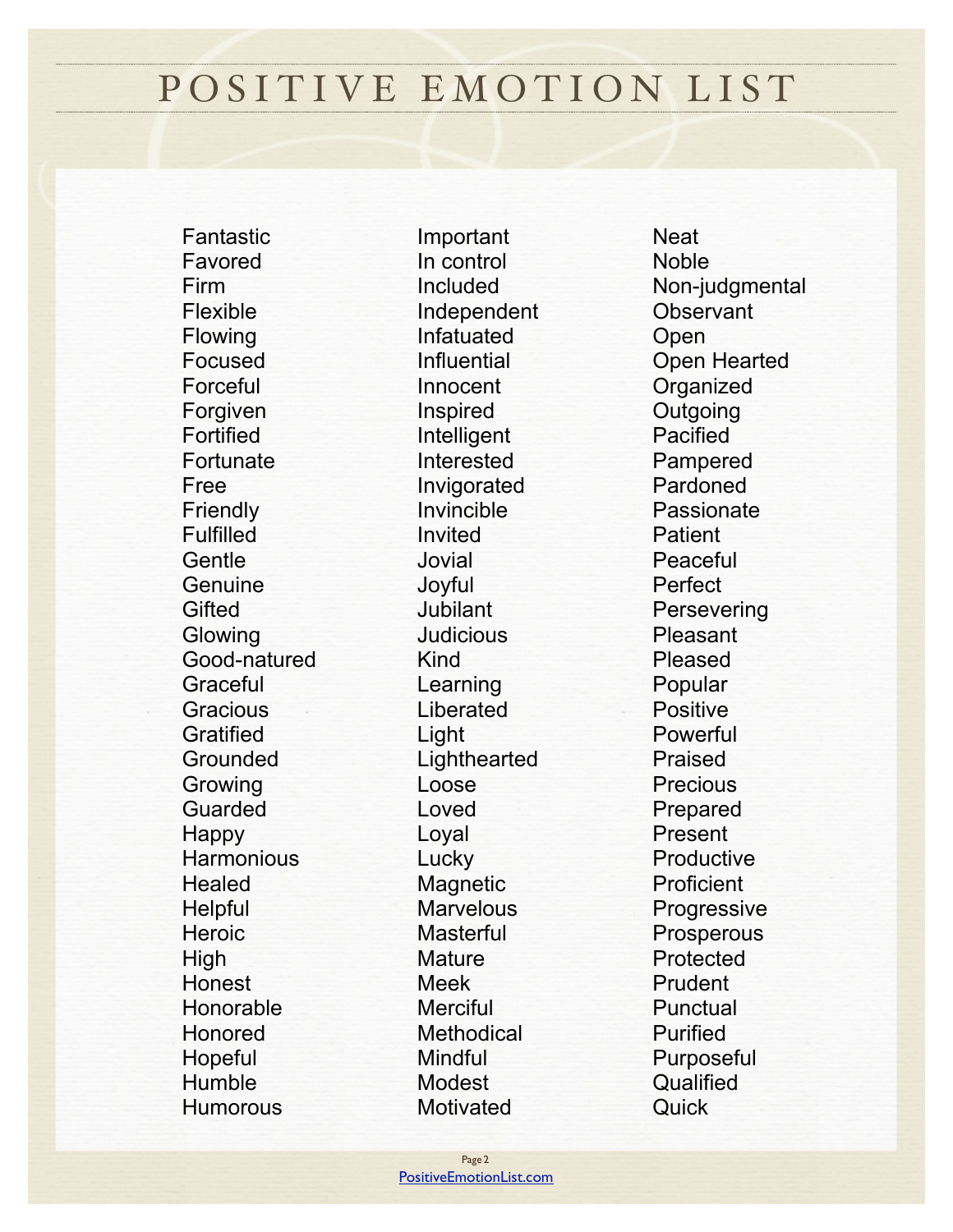# POSITIVE EMOTION LIST

Fantastic
Favored
Firm
Flexible
Flowing
Focused
Forceful
Forgiven
Fortified
Fortunate
Free
Friendly
Fulfilled
Gentle
Genuine
Gifted
Glowing
Good-natured
Graceful
Gracious
Gratified
Grounded
Growing
Guarded
Happy
Harmonious
Healed
Helpful
Heroic
High
Honest
Honorable
Honored
Hopeful
Humble
Humorous
Important
In control
Included
Independent
Infatuated
Influential
Innocent
Inspired
Intelligent
Interested
Invigorated
Invincible
Invited
Jovial
Joyful
Jubilant
Judicious
Kind
Learning
Liberated
Light
Lighthearted
Loose
Loved
Loyal
Lucky
Magnetic
Marvelous
Masterful
Mature
Meek
Merciful
Methodical
Mindful
Modest
Motivated
Neat
Noble
Non-judgmental
Observant
Open
Open Hearted
Organized
Outgoing
Pacified
Pampered
Pardoned
Passionate
Patient
Peaceful
Perfect
Persevering
Pleasant
Pleased
Popular
Positive
Powerful
Praised
Precious
Prepared
Present
Productive
Proficient
Progressive
Prosperous
Protected
Prudent
Punctual
Purified
Purposeful
Qualified
Quick

PositiveEmotionList.com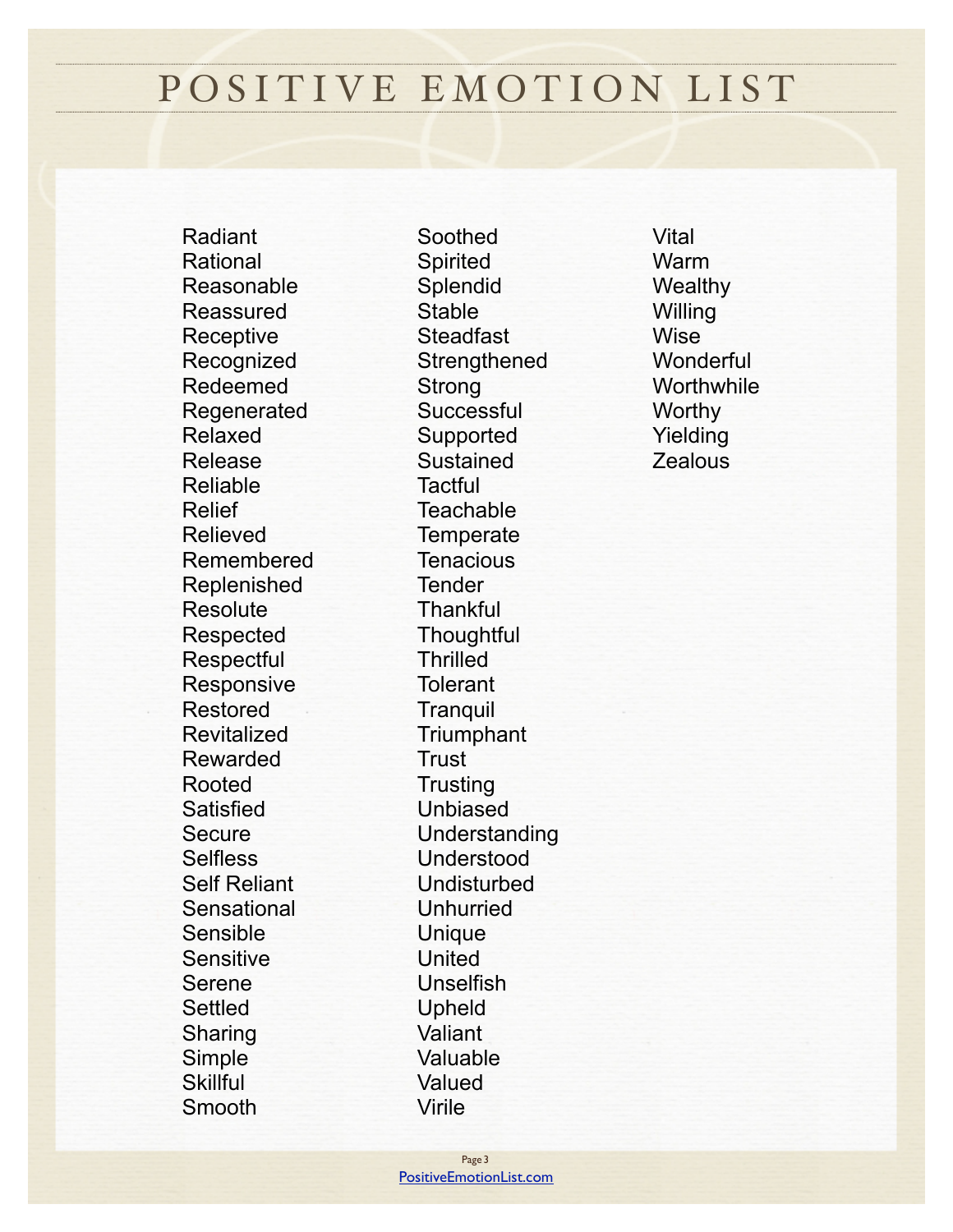# POSITIVE EMOTION LIST

Radiant
Rational
Reasonable
Reassured
Receptive
Recognized
Redeemed
Regenerated
Relaxed
Release
Reliable
Relief
Relieved
Remembered
Replenished
Resolute
Respected
Respectful
Responsive
Restored
Revitalized
Rewarded
Rooted
Satisfied
Secure
Selfless
Self Reliant
Sensational
Sensible
Sensitive
Serene
Settled
Sharing
Simple
Skillful
Smooth
Soothed
Spirited
Splendid
Stable
Steadfast
Strengthened
Strong
Successful
Supported
Sustained
Tactful
Teachable
Temperate
Tenacious
Tender
Thankful
Thoughtful
Thrilled
Tolerant
Tranquil
Triumphant
Trust
Trusting
Unbiased
Understanding
Understood
Undisturbed
Unhurried
Unique
United
Unselfish
Upheld
Valiant
Valuable
Valued
Virile
Vital
Warm
Wealthy
Willing
Wise
Wonderful
Worthwhile
Worthy
Yielding
Zealous

PositiveEmotionList.com